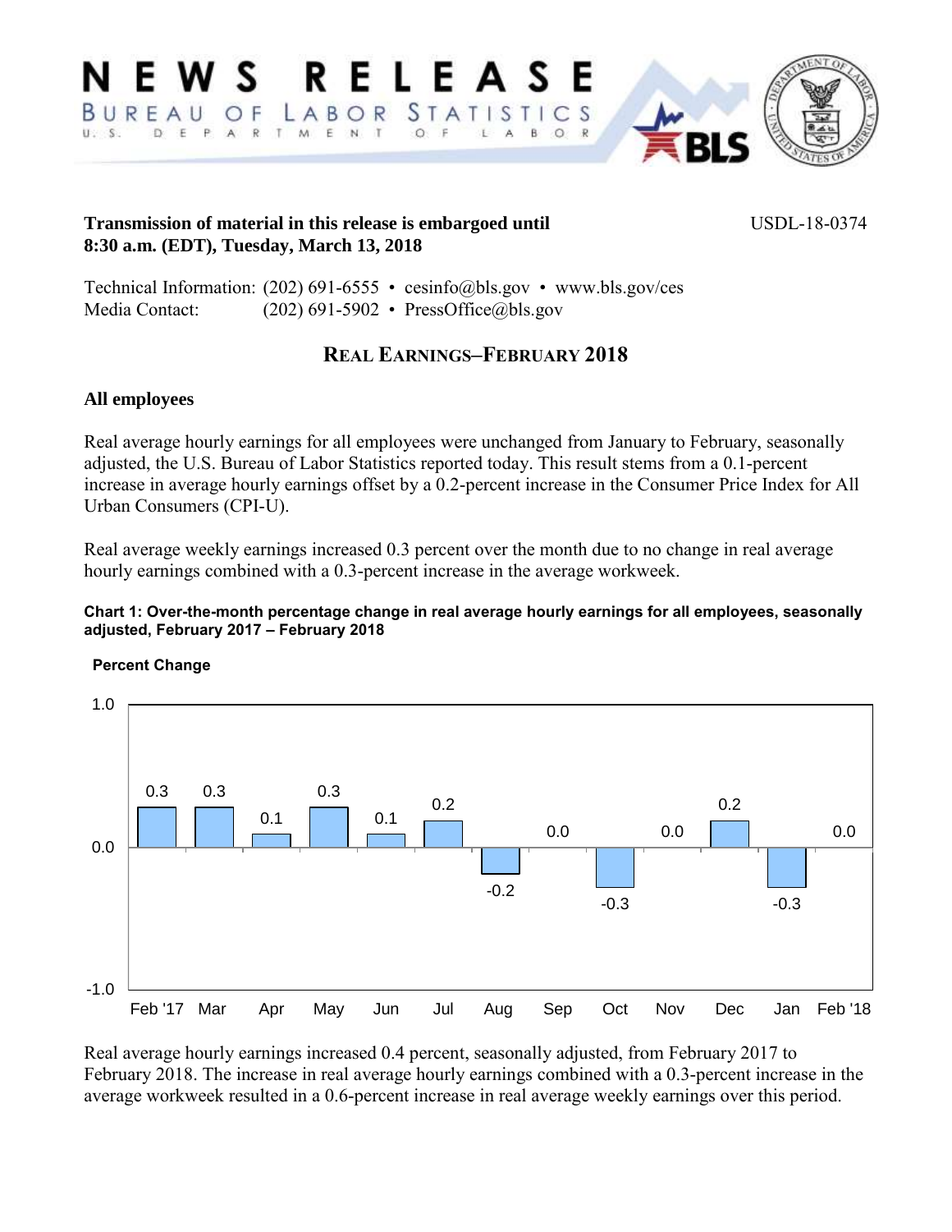# NEWS RELEASE

BUREAU OF LABOR STATISTICS
U. S. DEPARTMENT OF LABOR

**Transmission of material in this release is embargoed until 8:30 a.m. (EDT), Tuesday, March 13, 2018**

USDL-18-0374

Technical Information: (202) 691-6555 • cesinfo@bls.gov • www.bls.gov/ces
Media Contact: (202) 691-5902 • PressOffice@bls.gov

## REAL EARNINGS–FEBRUARY 2018

### All employees

Real average hourly earnings for all employees were unchanged from January to February, seasonally adjusted, the U.S. Bureau of Labor Statistics reported today. This result stems from a 0.1-percent increase in average hourly earnings offset by a 0.2-percent increase in the Consumer Price Index for All Urban Consumers (CPI-U).

Real average weekly earnings increased 0.3 percent over the month due to no change in real average hourly earnings combined with a 0.3-percent increase in the average workweek.

**Chart 1: Over-the-month percentage change in real average hourly earnings for all employees, seasonally adjusted, February 2017 – February 2018**

Percent Change

| Month | Percent Change |
|---|---|
| Feb '17 | 0.3 |
| Mar | 0.3 |
| Apr | 0.1 |
| May | 0.3 |
| Jun | 0.1 |
| Jul | 0.2 |
| Aug | -0.2 |
| Sep | 0.0 |
| Oct | -0.3 |
| Nov | 0.0 |
| Dec | 0.2 |
| Jan | -0.3 |
| Feb '18 | 0.0 |

Real average hourly earnings increased 0.4 percent, seasonally adjusted, from February 2017 to February 2018. The increase in real average hourly earnings combined with a 0.3-percent increase in the average workweek resulted in a 0.6-percent increase in real average weekly earnings over this period.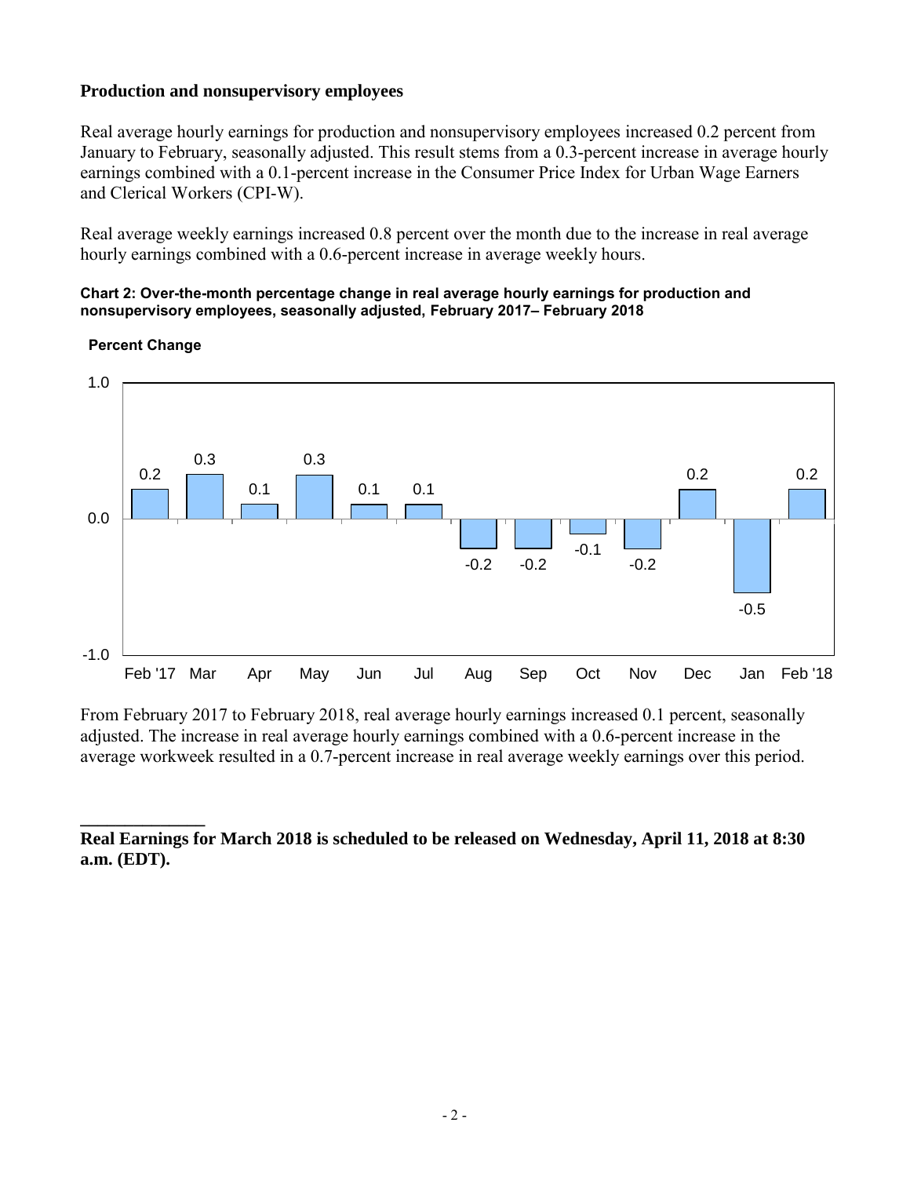## Production and nonsupervisory employees

Real average hourly earnings for production and nonsupervisory employees increased 0.2 percent from January to February, seasonally adjusted. This result stems from a 0.3-percent increase in average hourly earnings combined with a 0.1-percent increase in the Consumer Price Index for Urban Wage Earners and Clerical Workers (CPI-W).

Real average weekly earnings increased 0.8 percent over the month due to the increase in real average hourly earnings combined with a 0.6-percent increase in average weekly hours.

**Chart 2: Over-the-month percentage change in real average hourly earnings for production and nonsupervisory employees, seasonally adjusted, February 2017– February 2018**

| Month | Percent Change |
|---|---|
| Feb '17 | 0.2 |
| Mar | 0.3 |
| Apr | 0.1 |
| May | 0.3 |
| Jun | 0.1 |
| Jul | 0.1 |
| Aug | -0.2 |
| Sep | -0.2 |
| Oct | -0.1 |
| Nov | -0.2 |
| Dec | 0.2 |
| Jan | -0.5 |
| Feb '18 | 0.2 |

From February 2017 to February 2018, real average hourly earnings increased 0.1 percent, seasonally adjusted. The increase in real average hourly earnings combined with a 0.6-percent increase in the average workweek resulted in a 0.7-percent increase in real average weekly earnings over this period.

**Real Earnings for March 2018 is scheduled to be released on Wednesday, April 11, 2018 at 8:30 a.m. (EDT).**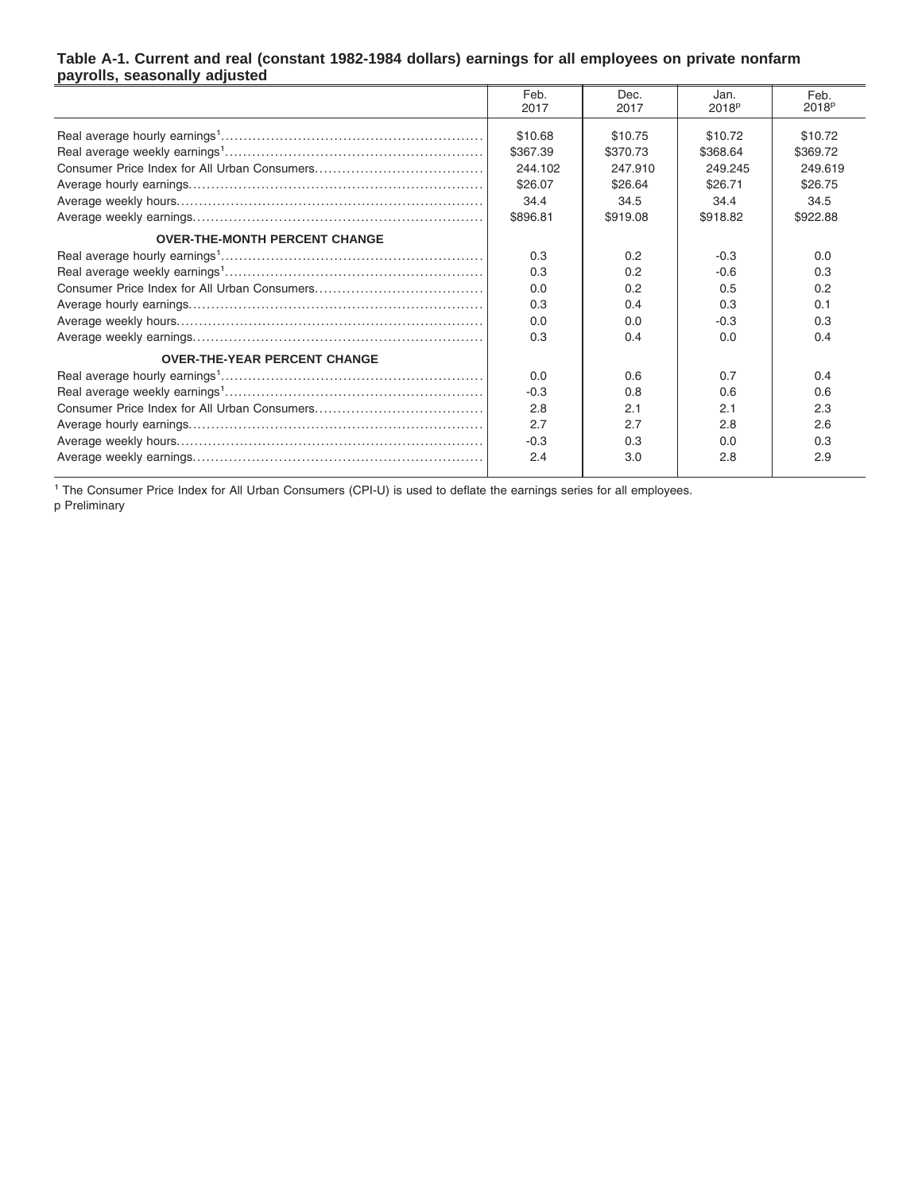**Table A-1. Current and real (constant 1982-1984 dollars) earnings for all employees on private nonfarm payrolls, seasonally adjusted**

| | Feb. 2017 | Dec. 2017 | Jan. 2018[p] | Feb. 2018[p] |
|---|---|---|---|---|
| Real average hourly earnings[1] | $10.68 | $10.75 | $10.72 | $10.72 |
| Real average weekly earnings[1] | $367.39 | $370.73 | $368.64 | $369.72 |
| Consumer Price Index for All Urban Consumers | 244.102 | 247.910 | 249.245 | 249.619 |
| Average hourly earnings | $26.07 | $26.64 | $26.71 | $26.75 |
| Average weekly hours | 34.4 | 34.5 | 34.4 | 34.5 |
| Average weekly earnings | $896.81 | $919.08 | $918.82 | $922.88 |
| **OVER-THE-MONTH PERCENT CHANGE** | | | | |
| Real average hourly earnings[1] | 0.3 | 0.2 | -0.3 | 0.0 |
| Real average weekly earnings[1] | 0.3 | 0.2 | -0.6 | 0.3 |
| Consumer Price Index for All Urban Consumers | 0.0 | 0.2 | 0.5 | 0.2 |
| Average hourly earnings | 0.3 | 0.4 | 0.3 | 0.1 |
| Average weekly hours | 0.0 | 0.0 | -0.3 | 0.3 |
| Average weekly earnings | 0.3 | 0.4 | 0.0 | 0.4 |
| **OVER-THE-YEAR PERCENT CHANGE** | | | | |
| Real average hourly earnings[1] | 0.0 | 0.6 | 0.7 | 0.4 |
| Real average weekly earnings[1] | -0.3 | 0.8 | 0.6 | 0.6 |
| Consumer Price Index for All Urban Consumers | 2.8 | 2.1 | 2.1 | 2.3 |
| Average hourly earnings | 2.7 | 2.7 | 2.8 | 2.6 |
| Average weekly hours | -0.3 | 0.3 | 0.0 | 0.3 |
| Average weekly earnings | 2.4 | 3.0 | 2.8 | 2.9 |

[1] The Consumer Price Index for All Urban Consumers (CPI-U) is used to deflate the earnings series for all employees.
p Preliminary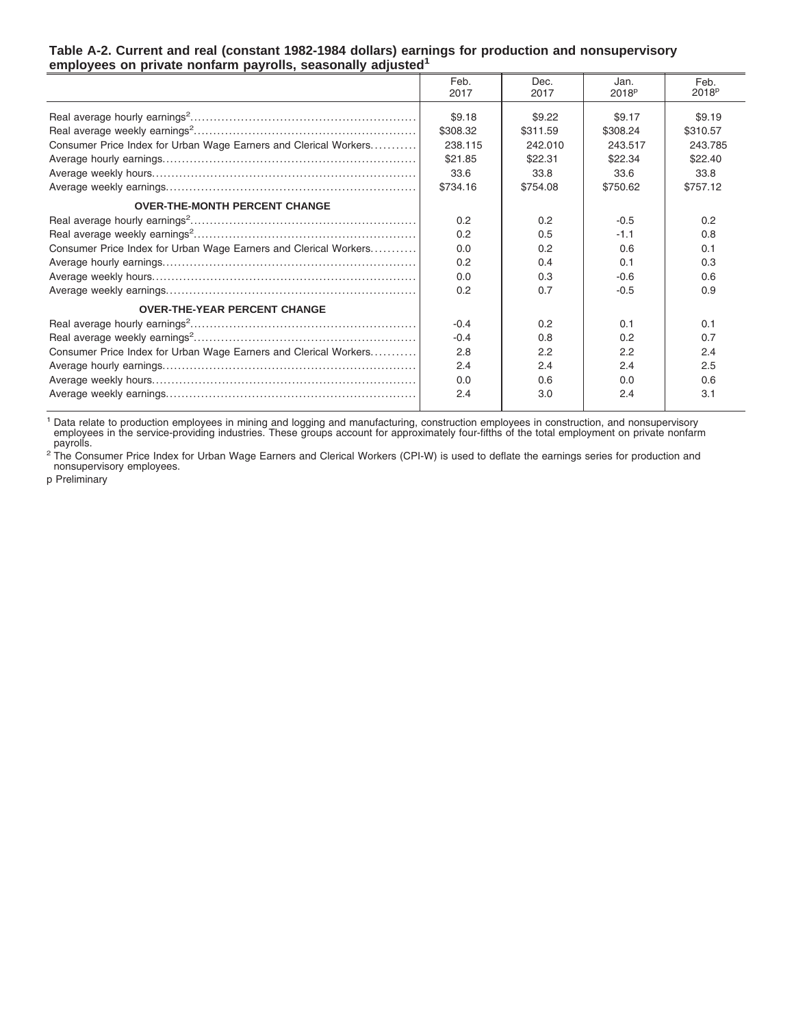**Table A-2. Current and real (constant 1982-1984 dollars) earnings for production and nonsupervisory employees on private nonfarm payrolls, seasonally adjusted[1]**

| | Feb. 2017 | Dec. 2017 | Jan. 2018[p] | Feb. 2018[p] |
|---|---|---|---|---|
| Real average hourly earnings[2] | $9.18 | $9.22 | $9.17 | $9.19 |
| Real average weekly earnings[2] | $308.32 | $311.59 | $308.24 | $310.57 |
| Consumer Price Index for Urban Wage Earners and Clerical Workers | 238.115 | 242.010 | 243.517 | 243.785 |
| Average hourly earnings | $21.85 | $22.31 | $22.34 | $22.40 |
| Average weekly hours | 33.6 | 33.8 | 33.6 | 33.8 |
| Average weekly earnings | $734.16 | $754.08 | $750.62 | $757.12 |
| **OVER-THE-MONTH PERCENT CHANGE** | | | | |
| Real average hourly earnings[2] | 0.2 | 0.2 | -0.5 | 0.2 |
| Real average weekly earnings[2] | 0.2 | 0.5 | -1.1 | 0.8 |
| Consumer Price Index for Urban Wage Earners and Clerical Workers | 0.0 | 0.2 | 0.6 | 0.1 |
| Average hourly earnings | 0.2 | 0.4 | 0.1 | 0.3 |
| Average weekly hours | 0.0 | 0.3 | -0.6 | 0.6 |
| Average weekly earnings | 0.2 | 0.7 | -0.5 | 0.9 |
| **OVER-THE-YEAR PERCENT CHANGE** | | | | |
| Real average hourly earnings[2] | -0.4 | 0.2 | 0.1 | 0.1 |
| Real average weekly earnings[2] | -0.4 | 0.8 | 0.2 | 0.7 |
| Consumer Price Index for Urban Wage Earners and Clerical Workers | 2.8 | 2.2 | 2.2 | 2.4 |
| Average hourly earnings | 2.4 | 2.4 | 2.4 | 2.5 |
| Average weekly hours | 0.0 | 0.6 | 0.0 | 0.6 |
| Average weekly earnings | 2.4 | 3.0 | 2.4 | 3.1 |

[1] Data relate to production employees in mining and logging and manufacturing, construction employees in construction, and nonsupervisory employees in the service-providing industries. These groups account for approximately four-fifths of the total employment on private nonfarm payrolls.

[2] The Consumer Price Index for Urban Wage Earners and Clerical Workers (CPI-W) is used to deflate the earnings series for production and nonsupervisory employees.

p Preliminary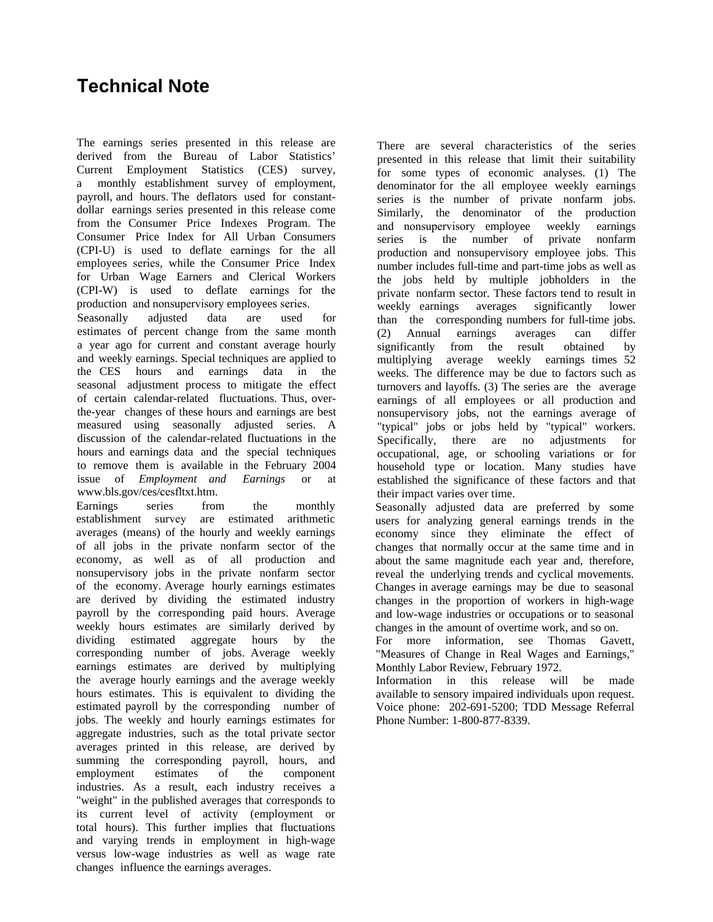# Technical Note

The earnings series presented in this release are derived from the Bureau of Labor Statistics' Current Employment Statistics (CES) survey, a monthly establishment survey of employment, payroll, and hours. The deflators used for constant-dollar earnings series presented in this release come from the Consumer Price Indexes Program. The Consumer Price Index for All Urban Consumers (CPI-U) is used to deflate earnings for the all employees series, while the Consumer Price Index for Urban Wage Earners and Clerical Workers (CPI-W) is used to deflate earnings for the production and nonsupervisory employees series.

Seasonally adjusted data are used for estimates of percent change from the same month a year ago for current and constant average hourly and weekly earnings. Special techniques are applied to the CES hours and earnings data in the seasonal adjustment process to mitigate the effect of certain calendar-related fluctuations. Thus, over-the-year changes of these hours and earnings are best measured using seasonally adjusted series. A discussion of the calendar-related fluctuations in the hours and earnings data and the special techniques to remove them is available in the February 2004 issue of *Employment and Earnings* or at www.bls.gov/ces/cesfltxt.htm.

Earnings series from the monthly establishment survey are estimated arithmetic averages (means) of the hourly and weekly earnings of all jobs in the private nonfarm sector of the economy, as well as of all production and nonsupervisory jobs in the private nonfarm sector of the economy. Average hourly earnings estimates are derived by dividing the estimated industry payroll by the corresponding paid hours. Average weekly hours estimates are similarly derived by dividing estimated aggregate hours by the corresponding number of jobs. Average weekly earnings estimates are derived by multiplying the average hourly earnings and the average weekly hours estimates. This is equivalent to dividing the estimated payroll by the corresponding number of jobs. The weekly and hourly earnings estimates for aggregate industries, such as the total private sector averages printed in this release, are derived by summing the corresponding payroll, hours, and employment estimates of the component industries. As a result, each industry receives a "weight" in the published averages that corresponds to its current level of activity (employment or total hours). This further implies that fluctuations and varying trends in employment in high-wage versus low-wage industries as well as wage rate changes influence the earnings averages.

There are several characteristics of the series presented in this release that limit their suitability for some types of economic analyses. (1) The denominator for the all employee weekly earnings series is the number of private nonfarm jobs. Similarly, the denominator of the production and nonsupervisory employee weekly earnings series is the number of private nonfarm production and nonsupervisory employee jobs. This number includes full-time and part-time jobs as well as the jobs held by multiple jobholders in the private nonfarm sector. These factors tend to result in weekly earnings averages significantly lower than the corresponding numbers for full-time jobs. (2) Annual earnings averages can differ significantly from the result obtained by multiplying average weekly earnings times 52 weeks. The difference may be due to factors such as turnovers and layoffs. (3) The series are the average earnings of all employees or all production and nonsupervisory jobs, not the earnings average of "typical" jobs or jobs held by "typical" workers. Specifically, there are no adjustments for occupational, age, or schooling variations or for household type or location. Many studies have established the significance of these factors and that their impact varies over time.

Seasonally adjusted data are preferred by some users for analyzing general earnings trends in the economy since they eliminate the effect of changes that normally occur at the same time and in about the same magnitude each year and, therefore, reveal the underlying trends and cyclical movements. Changes in average earnings may be due to seasonal changes in the proportion of workers in high-wage and low-wage industries or occupations or to seasonal changes in the amount of overtime work, and so on.

For more information, see Thomas Gavett, "Measures of Change in Real Wages and Earnings," Monthly Labor Review, February 1972.

Information in this release will be made available to sensory impaired individuals upon request. Voice phone: 202-691-5200; TDD Message Referral Phone Number: 1-800-877-8339.